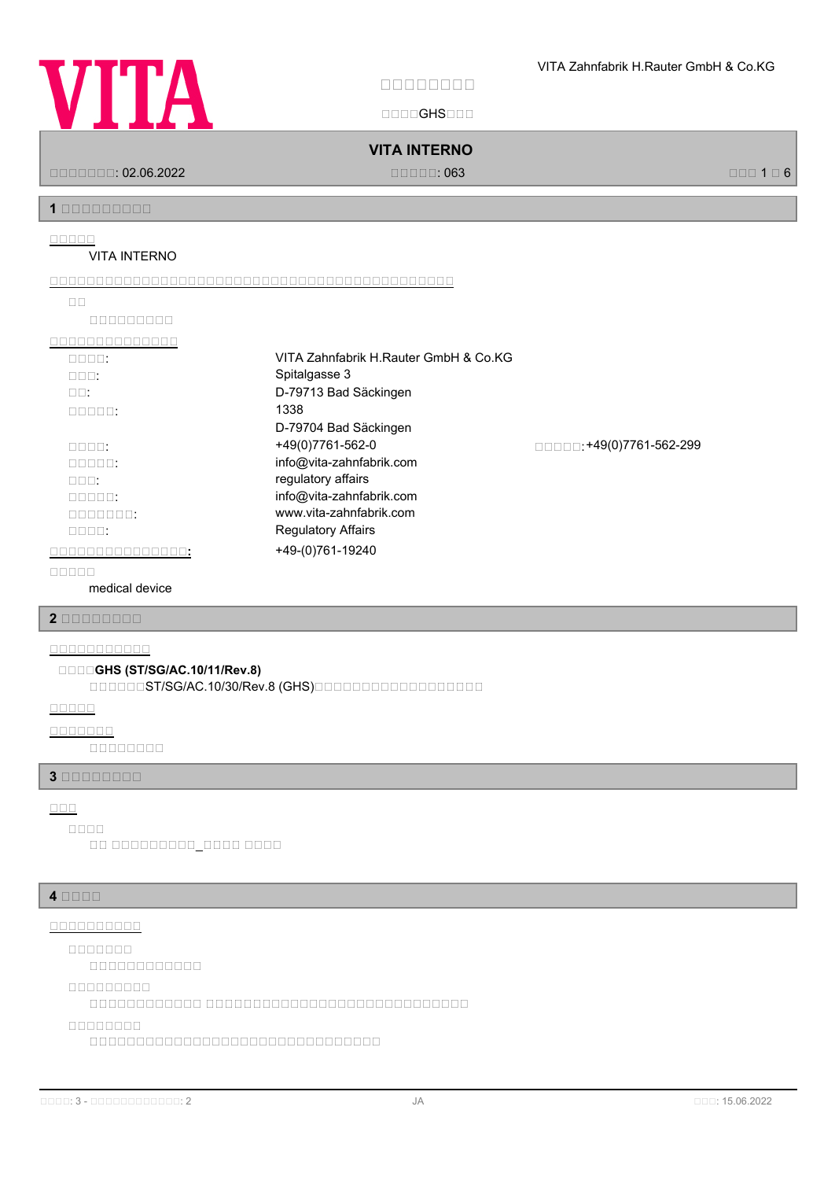VITA Zahnfabrik H.Rauter GmbH & Co.KG

□□□□□□□□□

□□□□GHS□□□

**VITA INTERNO**

□□□□□□□: 02.06.2022 　　□□□□□: 063

## 1 □□□□□□□□□□

□□□□□

VITA INTERNO

□□□□□□□□□□□□□□□□□□□□□□□□□□□□□□□□□□□□□□□

□□

□□□□□□□□□□

□□□□□□□□□□□□□□□

| | | |
|---|---|---|
| □□□□: | VITA Zahnfabrik H.Rauter GmbH & Co.KG | |
| □□□: | Spitalgasse 3 | |
| □□: | D-79713 Bad Säckingen | |
| □□□□□: | 1338<br>D-79704 Bad Säckingen | |
| □□□□: | +49(0)7761-562-0 | □□□□□:+49(0)7761-562-299 |
| □□□□□: | info@vita-zahnfabrik.com | |
| □□□: | regulatory affairs | |
| □□□□□: | info@vita-zahnfabrik.com | |
| □□□□□□□: | www.vita-zahnfabrik.com | |
| □□□□: | Regulatory Affairs | |
| □□□□□□□□□□□□□□□□: | +49-(0)761-19240 | |

□□□□□

medical device

## 2 □□□□□□□□□

□□□□□□□□□□□□

□□□□**GHS (ST/SG/AC.10/11/Rev.8)**

□□□□□□ST/SG/AC.10/30/Rev.8 (GHS)□□□□□□□□□□□□□□□□□□□□

□□□□□

□□□□□□□□

□□□□□□□□□

## 3 □□□□□□□□□

□□□

□□□□

□□ □□□□□□□□□□_□□□□ □□□□

## 4 □□□□

□□□□□□□□□□□

□□□□□□□□

□□□□□□□□□□□□□

□□□□□□□□□□

□□□□□□□□□□□□□ □□□□□□□□□□□□□□□□□□□□□□□□□□□□□□□

□□□□□□□□□

□□□□□□□□□□□□□□□□□□□□□□□□□□□□□□□□□□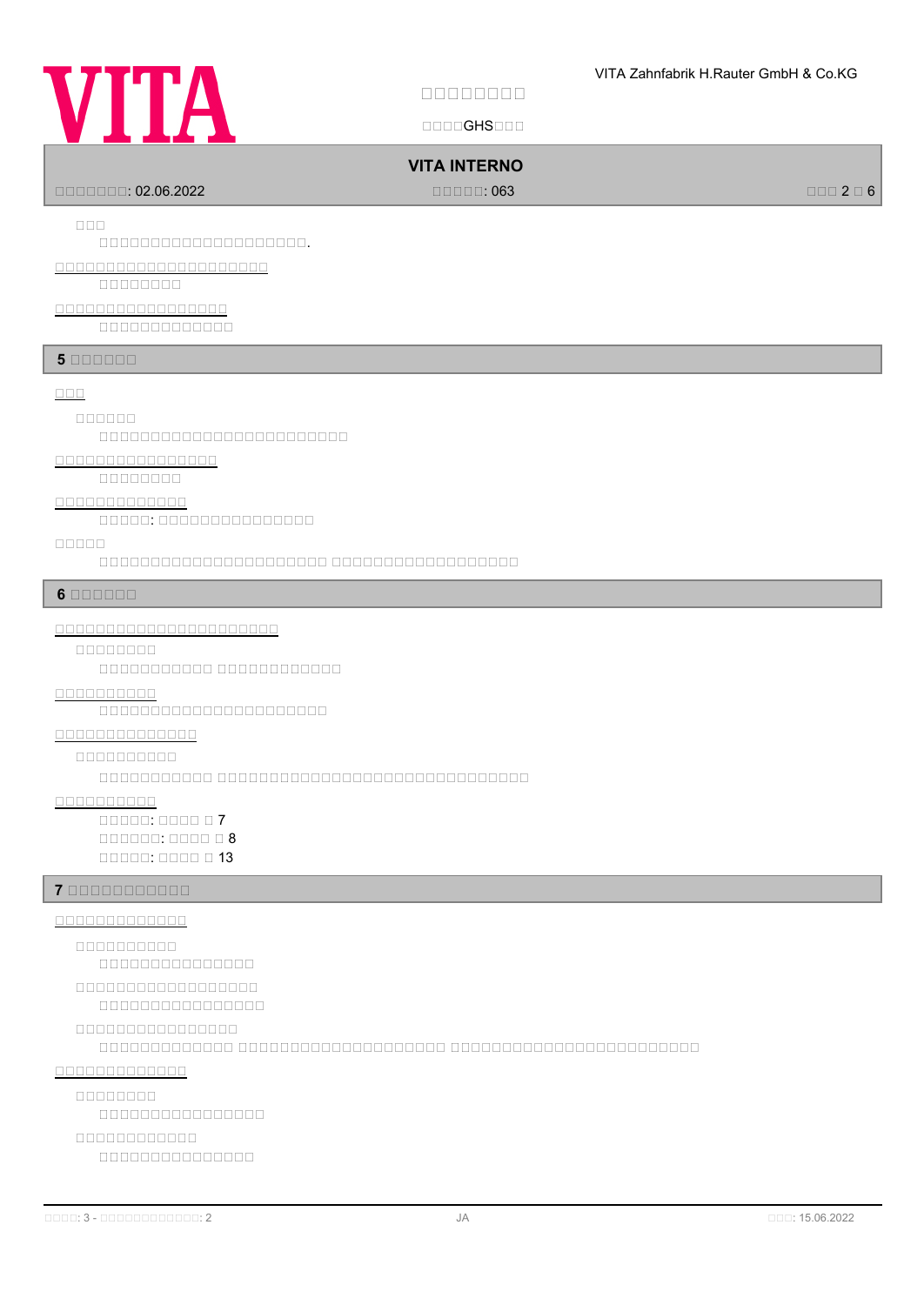□□□

□□□□□□□□□□□□□□□□□□□□□□□.

□□□□□□□□□□□□□□□□□□□□□□□

□□□□□□□□□

□□□□□□□□□□□□□□□□□□□

□□□□□□□□□□□□□□□

## 5 □□□□□□□

□□□

□□□□□□

□□□□□□□□□□□□□□□□□□□□□□□□□□□

□□□□□□□□□□□□□□□□□□

□□□□□□□□□

□□□□□□□□□□□□□□

□□□□□: □□□□□□□□□□□□□□□□□

□□□□□

□□□□□□□□□□□□□□□□□□□□□□□□□ □□□□□□□□□□□□□□□□□□□□

## 6 □□□□□□□

□□□□□□□□□□□□□□□□□□□□□□□□□

□□□□□□□□□

□□□□□□□□□□□□ □□□□□□□□□□□□□□

□□□□□□□□□□□

□□□□□□□□□□□□□□□□□□□□□□□□□

□□□□□□□□□□□□□□□□

□□□□□□□□□□□

□□□□□□□□□□□□ □□□□□□□□□□□□□□□□□□□□□□□□□□□□□□□□□□

□□□□□□□□□□□

□□□□□: □□□□ □ 7
□□□□□□: □□□□ □ 8
□□□□□: □□□□ □ 13

## 7 □□□□□□□□□□□□□

□□□□□□□□□□□□□□

□□□□□□□□□□□

□□□□□□□□□□□□□□□□□

□□□□□□□□□□□□□□□□□□□□

□□□□□□□□□□□□□□□□□□

□□□□□□□□□□□□□□□□□□

□□□□□□□□□□□□□□□ □□□□□□□□□□□□□□□□□□□□□□□ □□□□□□□□□□□□□□□□□□□□□□□□□□□

□□□□□□□□□□□□□□

□□□□□□□□□

□□□□□□□□□□□□□□□□□□

□□□□□□□□□□□□□

□□□□□□□□□□□□□□□□□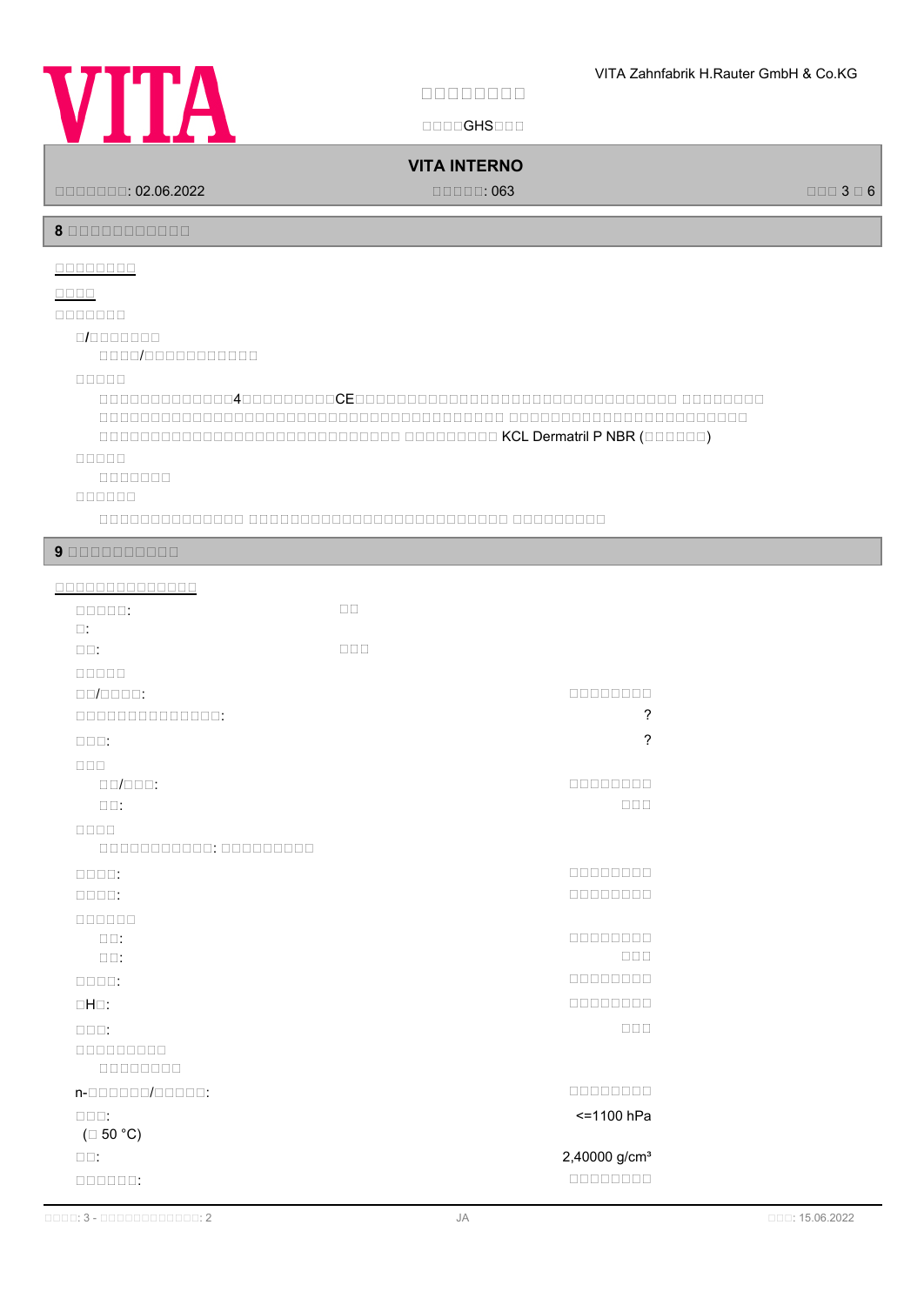## 8 □□□□□□□□□□□□

□□□□□□□□□

□□□□

□□□□□□□□

□/□□□□□□□□

□□□□/□□□□□□□□□□□□

□□□□□

□□□□□□□□□□□□□□4□□□□□□□□□□CE□□□□□□□□□□□□□□□□□□□□□□□□□□□□□□□□□□□□□ □□□□□□□□□ □□□□□□□□□□□□□□□□□□□□□□□□□□□□□□□□□□□□□□□□□□□□□□□□□□□□□□ □□□□□□□□□□□□□□□□□□□□□□□□□□□□□□□□□□□□□□□□□□□□□□□□□□□□□□□□□ □□□□□□□□□□ KCL Dermatril P NBR (□□□□□□□)

□□□□□

□□□□□□□□

□□□□□□

□□□□□□□□□□□□□□□ □□□□□□□□□□□□□□□□□□□□□□□□□□□□□□□□ □□□□□□□□□□

## 9 □□□□□□□□□□□

□□□□□□□□□□□□□□□□

| | |
|---|---|
| □□□□□: □: | □□ |
| □□: | □□□ |
| □□□□□ | |
| □□/□□□□: | □□□□□□□□□ |
| □□□□□□□□□□□□□□□: | ? |
| □□□: | ? |
| □□□ | |
| □□/□□□: | □□□□□□□□□ |
| □□: | □□□ |
| □□□□ | |
| □□□□□□□□□□□□: □□□□□□□□□□ | |
| □□□□: | □□□□□□□□□ |
| □□□□: | □□□□□□□□□ |
| □□□□□□ | |
| □□: | □□□□□□□□□ |
| □□: | □□□ |
| □□□□: | □□□□□□□□□ |
| □H□: | □□□□□□□□□ |
| □□□: | □□□ |
| □□□□□□□□□□ □□□□□□□□□ | |
| n-□□□□□□□/□□□□□□: | □□□□□□□□□ |
| □□□: (□ 50 °C) | <=1100 hPa |
| □□: | 2,40000 g/cm³ |
| □□□□□□: | □□□□□□□□□ |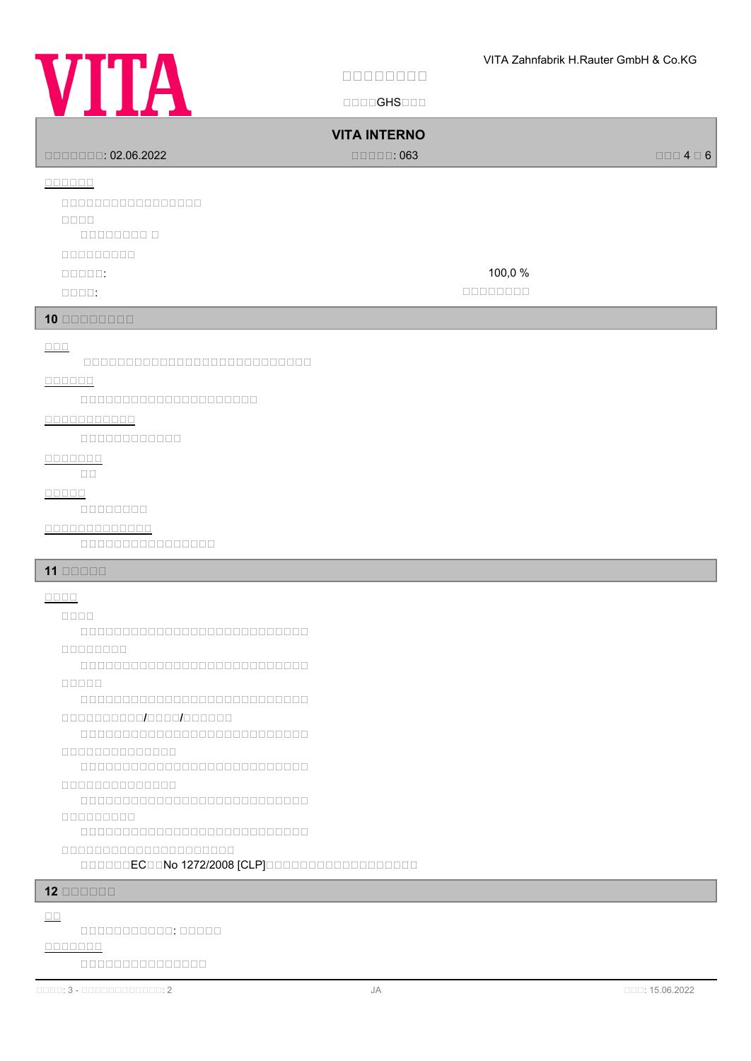□□□□□□

□□□□□□□□□□□□□□□□□

□□□□

□□□□□□□□ □

□□□□□□□□□

□□□□□: 100,0 %

□□□□: □□□□□□□□□

## 10 □□□□□□□□□

□□□

□□□□□□□□□□□□□□□□□□□□□□□□□□□□□

□□□□□□

□□□□□□□□□□□□□□□□□□□□□□□□

□□□□□□□□□□□

□□□□□□□□□□□□□

□□□□□□□

□□

□□□□□

□□□□□□□□□

□□□□□□□□□□□□□□

□□□□□□□□□□□□□□□□□

## 11 □□□□□

□□□□

□□□□

□□□□□□□□□□□□□□□□□□□□□□□□□□□□□

□□□□□□□□□

□□□□□□□□□□□□□□□□□□□□□□□□□□□□□

□□□□□

□□□□□□□□□□□□□□□□□□□□□□□□□□□□□

□□□□□□□□□□/□□□□/□□□□□□

□□□□□□□□□□□□□□□□□□□□□□□□□□□□□

□□□□□□□□□□□□□□□

□□□□□□□□□□□□□□□□□□□□□□□□□□□□□

□□□□□□□□□□□□□□□

□□□□□□□□□□□□□□□□□□□□□□□□□□□□□

□□□□□□□□□□

□□□□□□□□□□□□□□□□□□□□□□□□□□□□□

□□□□□□□□□□□□□□□□□□□□□□□

□□□□□□EC□□No 1272/2008 [CLP]□□□□□□□□□□□□□□□□□□□□□

## 12 □□□□□□

□□

□□□□□□□□□□□□: □□□□□□

□□□□□□□

□□□□□□□□□□□□□□□□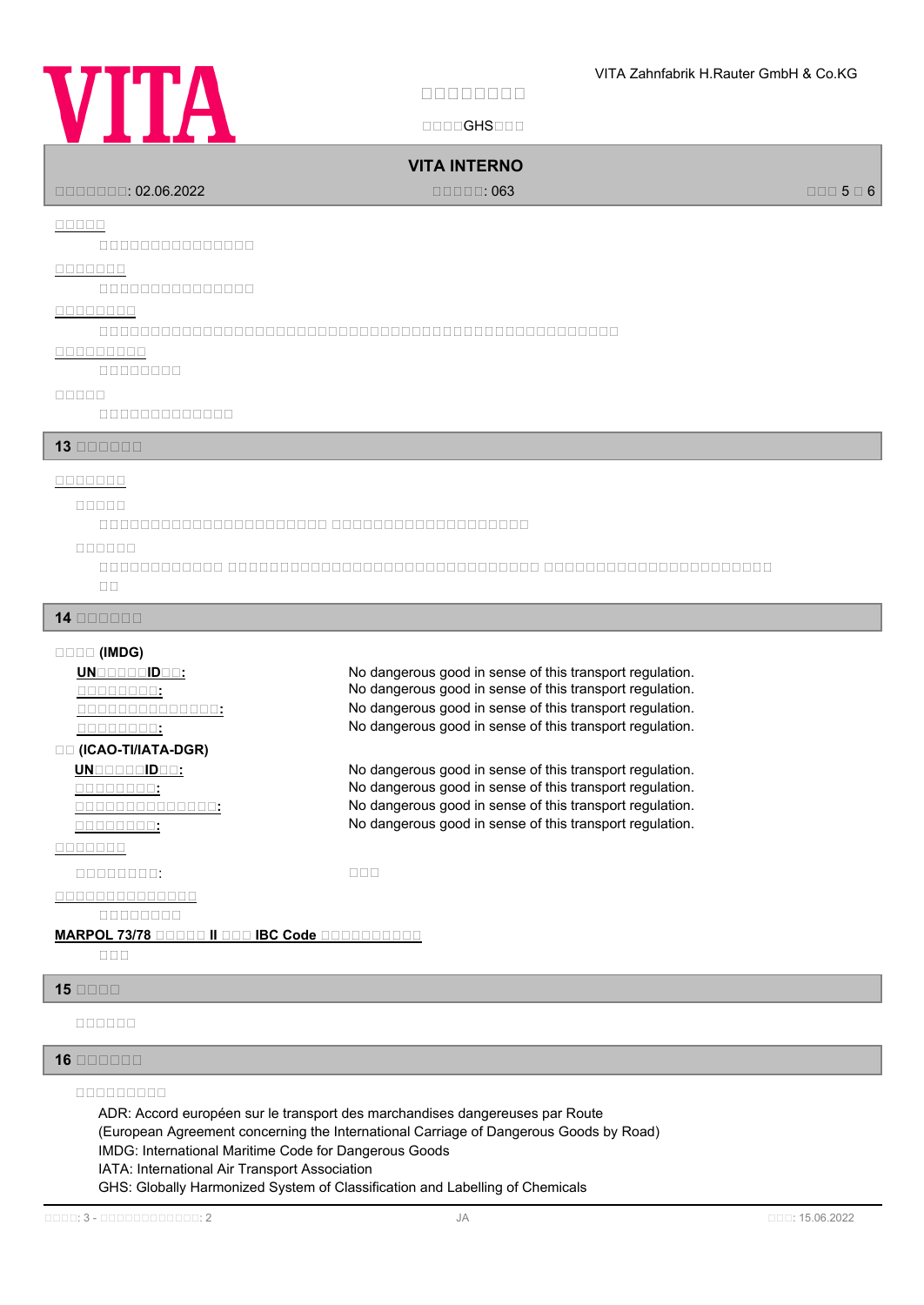□□□□□

□□□□□□□□□□□□□□□□

□□□□□□□

□□□□□□□□□□□□□□□□

□□□□□□□□

□□□□□□□□□□□□□□□□□□□□□□□□□□□□□□□□□□□□□□□□□□□□□□□□□□□□□□□

□□□□□□□□□

□□□□□□□□□

□□□□□

□□□□□□□□□□□□□□

## 13 □□□□□□

□□□□□□□

□□□□□

□□□□□□□□□□□□□□□□□□□□□□□□ □□□□□□□□□□□□□□□□□□□□□

□□□□□□

□□□□□□□□□□□□□ □□□□□□□□□□□□□□□□□□□□□□□□□□□□□□□□□□ □□□□□□□□□□□□□□□□□□□□□□□□□□□□

## 14 □□□□□□

**□□□□ (IMDG)**

| | |
|---|---|
| **UN□□□□□□ID□□:** | No dangerous good in sense of this transport regulation. |
| **□□□□□□□□□:** | No dangerous good in sense of this transport regulation. |
| **□□□□□□□□□□□□□□□:** | No dangerous good in sense of this transport regulation. |
| **□□□□□□□□□:** | No dangerous good in sense of this transport regulation. |

**□□ (ICAO-TI/IATA-DGR)**

| | |
|---|---|
| **UN□□□□□□ID□□:** | No dangerous good in sense of this transport regulation. |
| **□□□□□□□□□:** | No dangerous good in sense of this transport regulation. |
| **□□□□□□□□□□□□□□□:** | No dangerous good in sense of this transport regulation. |
| **□□□□□□□□□:** | No dangerous good in sense of this transport regulation. |

□□□□□□□

□□□□□□□□□: □□□

□□□□□□□□□□□□□□□□

□□□□□□□□□

**MARPOL 73/78 □□□□□□ II □□□ IBC Code □□□□□□□□□□□**

□□□

## 15 □□□□

□□□□□□

## 16 □□□□□□

□□□□□□□□□□

ADR: Accord européen sur le transport des marchandises dangereuses par Route
(European Agreement concerning the International Carriage of Dangerous Goods by Road)
IMDG: International Maritime Code for Dangerous Goods
IATA: International Air Transport Association
GHS: Globally Harmonized System of Classification and Labelling of Chemicals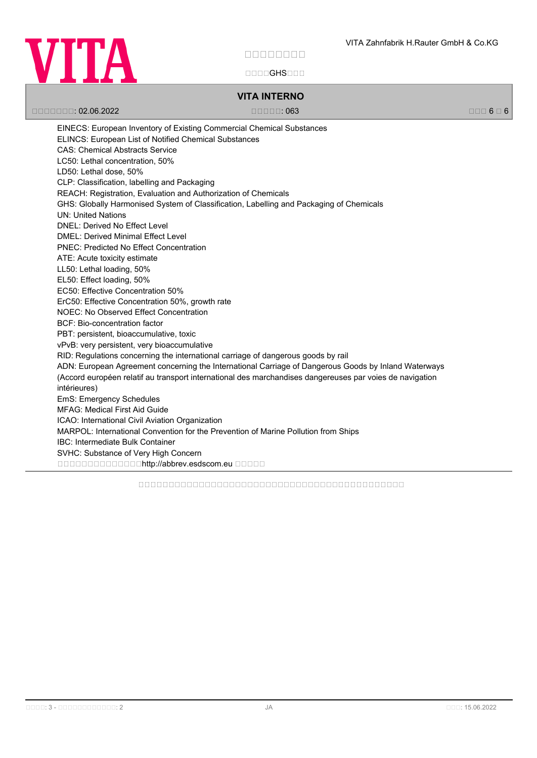EINECS: European Inventory of Existing Commercial Chemical Substances
ELINCS: European List of Notified Chemical Substances
CAS: Chemical Abstracts Service
LC50: Lethal concentration, 50%
LD50: Lethal dose, 50%
CLP: Classification, labelling and Packaging
REACH: Registration, Evaluation and Authorization of Chemicals
GHS: Globally Harmonised System of Classification, Labelling and Packaging of Chemicals
UN: United Nations
DNEL: Derived No Effect Level
DMEL: Derived Minimal Effect Level
PNEC: Predicted No Effect Concentration
ATE: Acute toxicity estimate
LL50: Lethal loading, 50%
EL50: Effect loading, 50%
EC50: Effective Concentration 50%
ErC50: Effective Concentration 50%, growth rate
NOEC: No Observed Effect Concentration
BCF: Bio-concentration factor
PBT: persistent, bioaccumulative, toxic
vPvB: very persistent, very bioaccumulative
RID: Regulations concerning the international carriage of dangerous goods by rail
ADN: European Agreement concerning the International Carriage of Dangerous Goods by Inland Waterways (Accord européen relatif au transport international des marchandises dangereuses par voies de navigation intérieures)
EmS: Emergency Schedules
MFAG: Medical First Aid Guide
ICAO: International Civil Aviation Organization
MARPOL: International Convention for the Prevention of Marine Pollution from Ships
IBC: Intermediate Bulk Container
SVHC: Substance of Very High Concern
http://abbrev.esdscom.eu

---